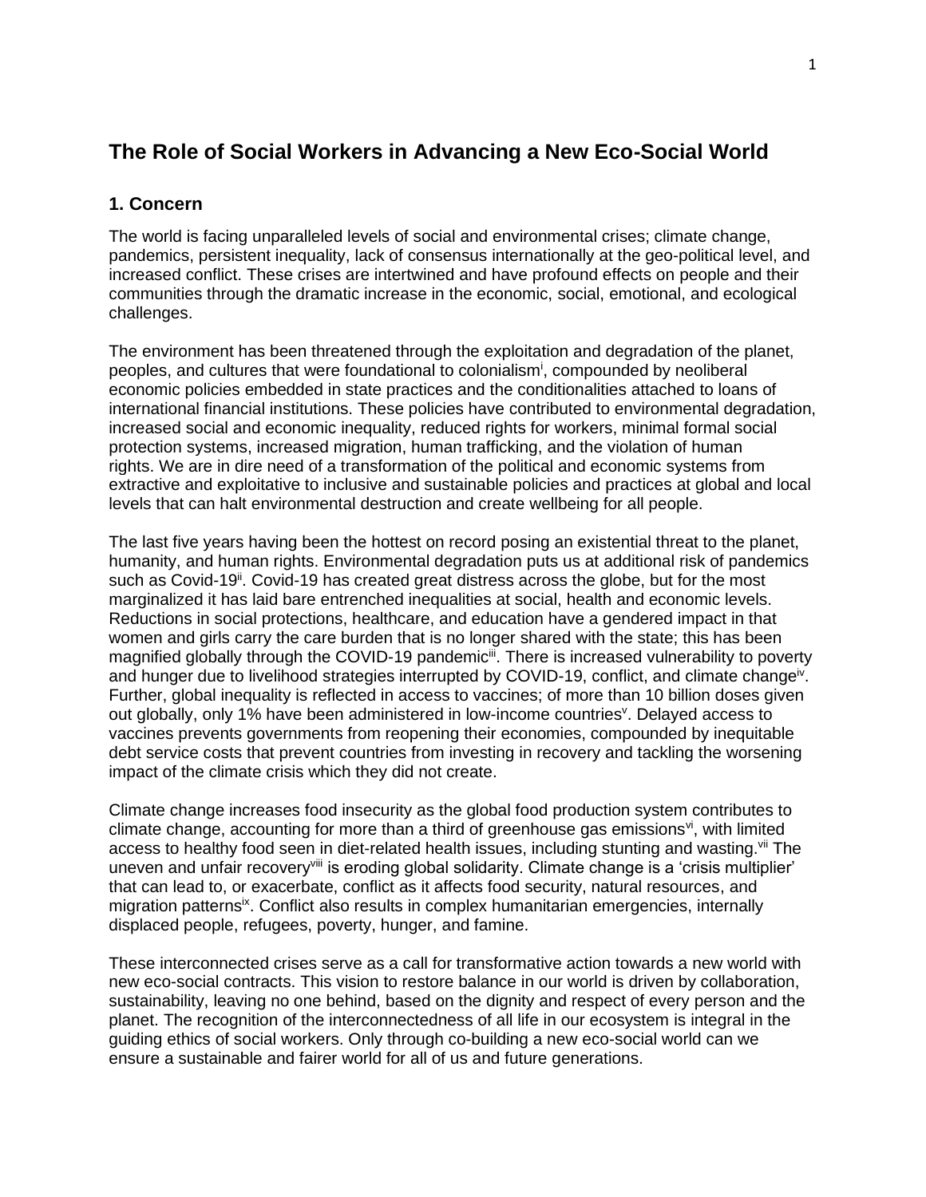# The Role of Social Workers in Advancing a New Eco-Social World

## 1. Concern

The world is facing unparalleled levels of social and environmental crises; climate change, pandemics, persistent inequality, lack of consensus internationally at the geo-political level, and increased conflict. These crises are intertwined and have profound effects on people and their communities through the dramatic increase in the economic, social, emotional, and ecological challenges.

The environment has been threatened through the exploitation and degradation of the planet, peoples, and cultures that were foundational to colonialism[i], compounded by neoliberal economic policies embedded in state practices and the conditionalities attached to loans of international financial institutions. These policies have contributed to environmental degradation, increased social and economic inequality, reduced rights for workers, minimal formal social protection systems, increased migration, human trafficking, and the violation of human rights. We are in dire need of a transformation of the political and economic systems from extractive and exploitative to inclusive and sustainable policies and practices at global and local levels that can halt environmental destruction and create wellbeing for all people.

The last five years having been the hottest on record posing an existential threat to the planet, humanity, and human rights. Environmental degradation puts us at additional risk of pandemics such as Covid-19[ii]. Covid-19 has created great distress across the globe, but for the most marginalized it has laid bare entrenched inequalities at social, health and economic levels. Reductions in social protections, healthcare, and education have a gendered impact in that women and girls carry the care burden that is no longer shared with the state; this has been magnified globally through the COVID-19 pandemic[iii]. There is increased vulnerability to poverty and hunger due to livelihood strategies interrupted by COVID-19, conflict, and climate change[iv]. Further, global inequality is reflected in access to vaccines; of more than 10 billion doses given out globally, only 1% have been administered in low-income countries[v]. Delayed access to vaccines prevents governments from reopening their economies, compounded by inequitable debt service costs that prevent countries from investing in recovery and tackling the worsening impact of the climate crisis which they did not create.

Climate change increases food insecurity as the global food production system contributes to climate change, accounting for more than a third of greenhouse gas emissions[vi], with limited access to healthy food seen in diet-related health issues, including stunting and wasting.[vii] The uneven and unfair recovery[viii] is eroding global solidarity. Climate change is a 'crisis multiplier' that can lead to, or exacerbate, conflict as it affects food security, natural resources, and migration patterns[ix]. Conflict also results in complex humanitarian emergencies, internally displaced people, refugees, poverty, hunger, and famine.

These interconnected crises serve as a call for transformative action towards a new world with new eco-social contracts. This vision to restore balance in our world is driven by collaboration, sustainability, leaving no one behind, based on the dignity and respect of every person and the planet. The recognition of the interconnectedness of all life in our ecosystem is integral in the guiding ethics of social workers. Only through co-building a new eco-social world can we ensure a sustainable and fairer world for all of us and future generations.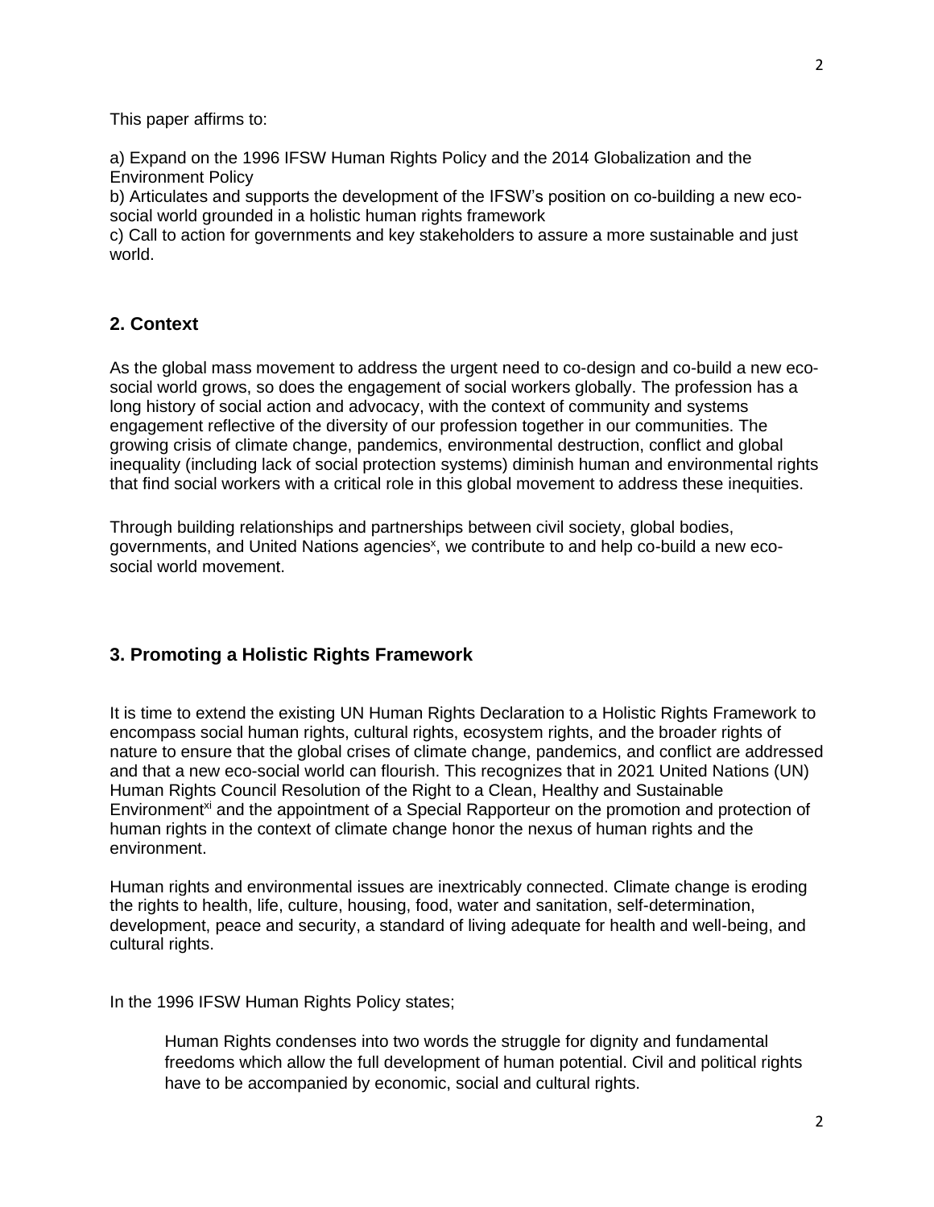This paper affirms to:

a) Expand on the 1996 IFSW Human Rights Policy and the 2014 Globalization and the Environment Policy
b) Articulates and supports the development of the IFSW's position on co-building a new eco-social world grounded in a holistic human rights framework
c) Call to action for governments and key stakeholders to assure a more sustainable and just world.

## 2. Context

As the global mass movement to address the urgent need to co-design and co-build a new eco-social world grows, so does the engagement of social workers globally. The profession has a long history of social action and advocacy, with the context of community and systems engagement reflective of the diversity of our profession together in our communities. The growing crisis of climate change, pandemics, environmental destruction, conflict and global inequality (including lack of social protection systems) diminish human and environmental rights that find social workers with a critical role in this global movement to address these inequities.

Through building relationships and partnerships between civil society, global bodies, governments, and United Nations agencies[x], we contribute to and help co-build a new eco-social world movement.

## 3. Promoting a Holistic Rights Framework

It is time to extend the existing UN Human Rights Declaration to a Holistic Rights Framework to encompass social human rights, cultural rights, ecosystem rights, and the broader rights of nature to ensure that the global crises of climate change, pandemics, and conflict are addressed and that a new eco-social world can flourish. This recognizes that in 2021 United Nations (UN) Human Rights Council Resolution of the Right to a Clean, Healthy and Sustainable Environment[xi] and the appointment of a Special Rapporteur on the promotion and protection of human rights in the context of climate change honor the nexus of human rights and the environment.

Human rights and environmental issues are inextricably connected. Climate change is eroding the rights to health, life, culture, housing, food, water and sanitation, self-determination, development, peace and security, a standard of living adequate for health and well-being, and cultural rights.

In the 1996 IFSW Human Rights Policy states;

> Human Rights condenses into two words the struggle for dignity and fundamental freedoms which allow the full development of human potential. Civil and political rights have to be accompanied by economic, social and cultural rights.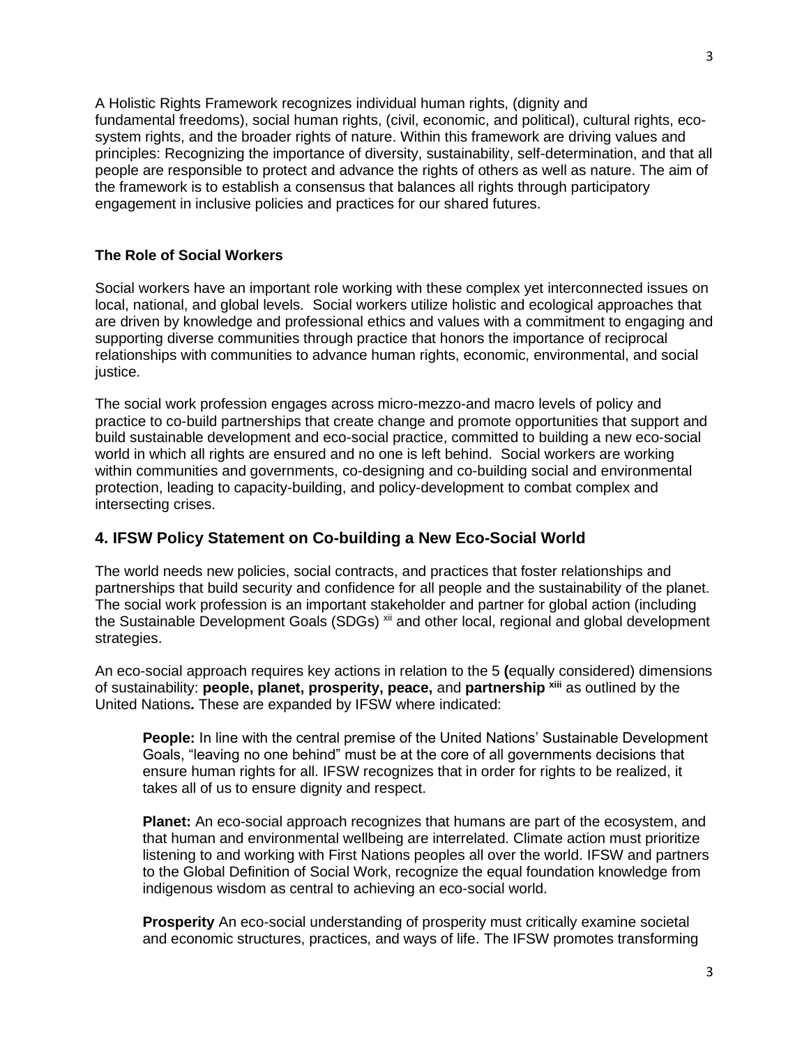A Holistic Rights Framework recognizes individual human rights, (dignity and fundamental freedoms), social human rights, (civil, economic, and political), cultural rights, eco-system rights, and the broader rights of nature. Within this framework are driving values and principles: Recognizing the importance of diversity, sustainability, self-determination, and that all people are responsible to protect and advance the rights of others as well as nature. The aim of the framework is to establish a consensus that balances all rights through participatory engagement in inclusive policies and practices for our shared futures.

### The Role of Social Workers

Social workers have an important role working with these complex yet interconnected issues on local, national, and global levels. Social workers utilize holistic and ecological approaches that are driven by knowledge and professional ethics and values with a commitment to engaging and supporting diverse communities through practice that honors the importance of reciprocal relationships with communities to advance human rights, economic, environmental, and social justice.

The social work profession engages across micro-mezzo-and macro levels of policy and practice to co-build partnerships that create change and promote opportunities that support and build sustainable development and eco-social practice, committed to building a new eco-social world in which all rights are ensured and no one is left behind. Social workers are working within communities and governments, co-designing and co-building social and environmental protection, leading to capacity-building, and policy-development to combat complex and intersecting crises.

## 4. IFSW Policy Statement on Co-building a New Eco-Social World

The world needs new policies, social contracts, and practices that foster relationships and partnerships that build security and confidence for all people and the sustainability of the planet. The social work profession is an important stakeholder and partner for global action (including the Sustainable Development Goals (SDGs) [xii] and other local, regional and global development strategies.

An eco-social approach requires key actions in relation to the 5 **(**equally considered) dimensions of sustainability: **people, planet, prosperity, peace,** and **partnership** [xiii] as outlined by the United Nations**.** These are expanded by IFSW where indicated:

> **People:** In line with the central premise of the United Nations' Sustainable Development Goals, "leaving no one behind" must be at the core of all governments decisions that ensure human rights for all. IFSW recognizes that in order for rights to be realized, it takes all of us to ensure dignity and respect.
>
> **Planet:** An eco-social approach recognizes that humans are part of the ecosystem, and that human and environmental wellbeing are interrelated. Climate action must prioritize listening to and working with First Nations peoples all over the world. IFSW and partners to the Global Definition of Social Work, recognize the equal foundation knowledge from indigenous wisdom as central to achieving an eco-social world.
>
> **Prosperity** An eco-social understanding of prosperity must critically examine societal and economic structures, practices, and ways of life. The IFSW promotes transforming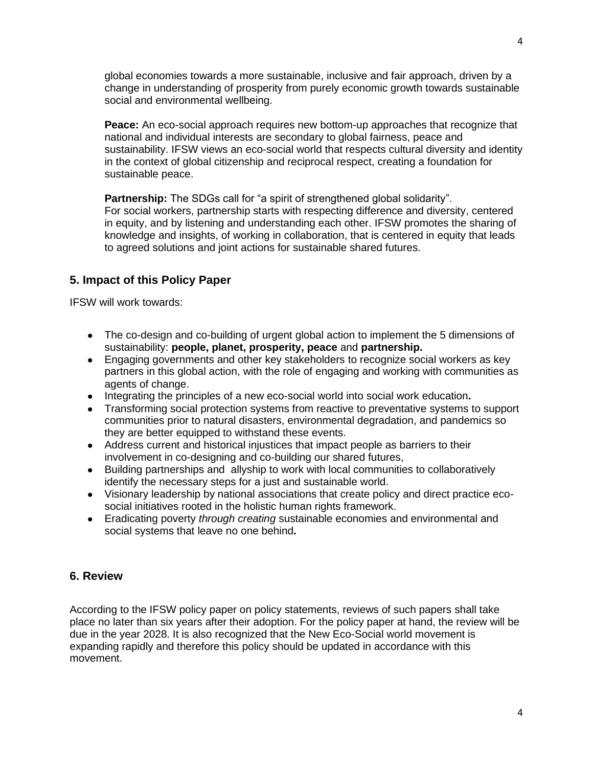global economies towards a more sustainable, inclusive and fair approach, driven by a change in understanding of prosperity from purely economic growth towards sustainable social and environmental wellbeing.

**Peace:** An eco-social approach requires new bottom-up approaches that recognize that national and individual interests are secondary to global fairness, peace and sustainability. IFSW views an eco-social world that respects cultural diversity and identity in the context of global citizenship and reciprocal respect, creating a foundation for sustainable peace.

**Partnership:** The SDGs call for "a spirit of strengthened global solidarity". For social workers, partnership starts with respecting difference and diversity, centered in equity, and by listening and understanding each other. IFSW promotes the sharing of knowledge and insights, of working in collaboration, that is centered in equity that leads to agreed solutions and joint actions for sustainable shared futures.

## 5. Impact of this Policy Paper

IFSW will work towards:

- The co-design and co-building of urgent global action to implement the 5 dimensions of sustainability: **people, planet, prosperity, peace** and **partnership.**
- Engaging governments and other key stakeholders to recognize social workers as key partners in this global action, with the role of engaging and working with communities as agents of change.
- Integrating the principles of a new eco-social world into social work education**.**
- Transforming social protection systems from reactive to preventative systems to support communities prior to natural disasters, environmental degradation, and pandemics so they are better equipped to withstand these events.
- Address current and historical injustices that impact people as barriers to their involvement in co-designing and co-building our shared futures,
- Building partnerships and allyship to work with local communities to collaboratively identify the necessary steps for a just and sustainable world.
- Visionary leadership by national associations that create policy and direct practice eco-social initiatives rooted in the holistic human rights framework.
- Eradicating poverty *through creating* sustainable economies and environmental and social systems that leave no one behind**.**

## 6. Review

According to the IFSW policy paper on policy statements, reviews of such papers shall take place no later than six years after their adoption. For the policy paper at hand, the review will be due in the year 2028. It is also recognized that the New Eco-Social world movement is expanding rapidly and therefore this policy should be updated in accordance with this movement.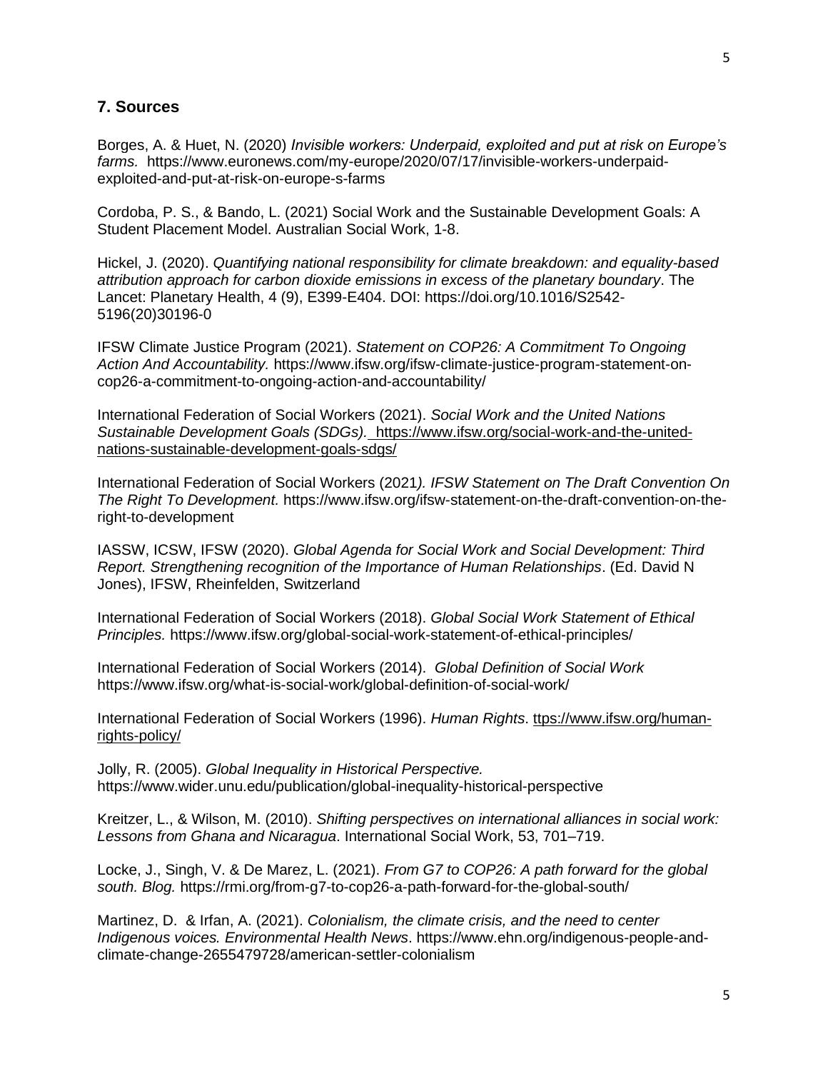## 7. Sources

Borges, A. & Huet, N. (2020) *Invisible workers: Underpaid, exploited and put at risk on Europe's farms.* https://www.euronews.com/my-europe/2020/07/17/invisible-workers-underpaid-exploited-and-put-at-risk-on-europe-s-farms

Cordoba, P. S., & Bando, L. (2021) Social Work and the Sustainable Development Goals: A Student Placement Model. Australian Social Work, 1-8.

Hickel, J. (2020). *Quantifying national responsibility for climate breakdown: and equality-based attribution approach for carbon dioxide emissions in excess of the planetary boundary*. The Lancet: Planetary Health, 4 (9), E399-E404. DOI: https://doi.org/10.1016/S2542-5196(20)30196-0

IFSW Climate Justice Program (2021). *Statement on COP26: A Commitment To Ongoing Action And Accountability.* https://www.ifsw.org/ifsw-climate-justice-program-statement-on-cop26-a-commitment-to-ongoing-action-and-accountability/

International Federation of Social Workers (2021). *Social Work and the United Nations Sustainable Development Goals (SDGs).* https://www.ifsw.org/social-work-and-the-united-nations-sustainable-development-goals-sdgs/

International Federation of Social Workers (2021*). IFSW Statement on The Draft Convention On The Right To Development.* https://www.ifsw.org/ifsw-statement-on-the-draft-convention-on-the-right-to-development

IASSW, ICSW, IFSW (2020). *Global Agenda for Social Work and Social Development: Third Report. Strengthening recognition of the Importance of Human Relationships*. (Ed. David N Jones), IFSW, Rheinfelden, Switzerland

International Federation of Social Workers (2018). *Global Social Work Statement of Ethical Principles.* https://www.ifsw.org/global-social-work-statement-of-ethical-principles/

International Federation of Social Workers (2014). *Global Definition of Social Work* https://www.ifsw.org/what-is-social-work/global-definition-of-social-work/

International Federation of Social Workers (1996). *Human Rights*. ttps://www.ifsw.org/human-rights-policy/

Jolly, R. (2005). *Global Inequality in Historical Perspective.* https://www.wider.unu.edu/publication/global-inequality-historical-perspective

Kreitzer, L., & Wilson, M. (2010). *Shifting perspectives on international alliances in social work: Lessons from Ghana and Nicaragua*. International Social Work, 53, 701–719.

Locke, J., Singh, V. & De Marez, L. (2021). *From G7 to COP26: A path forward for the global south. Blog.* https://rmi.org/from-g7-to-cop26-a-path-forward-for-the-global-south/

Martinez, D. & Irfan, A. (2021). *Colonialism, the climate crisis, and the need to center Indigenous voices. Environmental Health News*. https://www.ehn.org/indigenous-people-and-climate-change-2655479728/american-settler-colonialism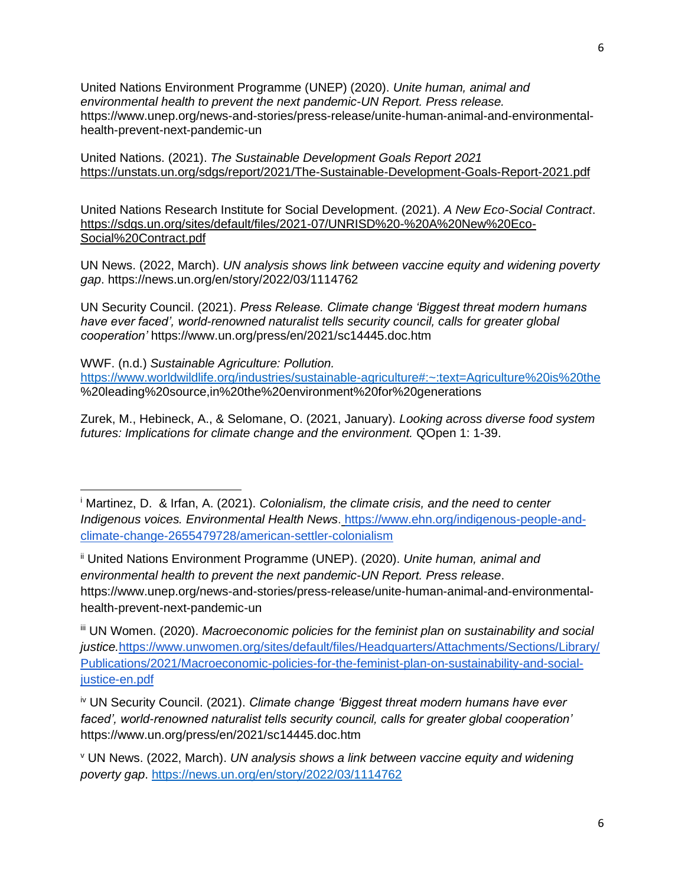United Nations Environment Programme (UNEP) (2020). *Unite human, animal and environmental health to prevent the next pandemic-UN Report. Press release.* https://www.unep.org/news-and-stories/press-release/unite-human-animal-and-environmental-health-prevent-next-pandemic-un

United Nations. (2021). *The Sustainable Development Goals Report 2021* https://unstats.un.org/sdgs/report/2021/The-Sustainable-Development-Goals-Report-2021.pdf

United Nations Research Institute for Social Development. (2021). *A New Eco-Social Contract*. https://sdgs.un.org/sites/default/files/2021-07/UNRISD%20-%20A%20New%20Eco-Social%20Contract.pdf

UN News. (2022, March). *UN analysis shows link between vaccine equity and widening poverty gap*. https://news.un.org/en/story/2022/03/1114762

UN Security Council. (2021). *Press Release. Climate change 'Biggest threat modern humans have ever faced', world-renowned naturalist tells security council, calls for greater global cooperation'* https://www.un.org/press/en/2021/sc14445.doc.htm

WWF. (n.d.) *Sustainable Agriculture: Pollution.* https://www.worldwildlife.org/industries/sustainable-agriculture#:~:text=Agriculture%20is%20the%20leading%20source,in%20the%20environment%20for%20generations

Zurek, M., Hebineck, A., & Selomane, O. (2021, January). *Looking across diverse food system futures: Implications for climate change and the environment.* QOpen 1: 1-39.

---

[i] Martinez, D. & Irfan, A. (2021). *Colonialism, the climate crisis, and the need to center Indigenous voices. Environmental Health News*. https://www.ehn.org/indigenous-people-and-climate-change-2655479728/american-settler-colonialism

[ii] United Nations Environment Programme (UNEP). (2020). *Unite human, animal and environmental health to prevent the next pandemic-UN Report. Press release*. https://www.unep.org/news-and-stories/press-release/unite-human-animal-and-environmental-health-prevent-next-pandemic-un

[iii] UN Women. (2020). *Macroeconomic policies for the feminist plan on sustainability and social justice.*https://www.unwomen.org/sites/default/files/Headquarters/Attachments/Sections/Library/Publications/2021/Macroeconomic-policies-for-the-feminist-plan-on-sustainability-and-social-justice-en.pdf

[iv] UN Security Council. (2021). *Climate change 'Biggest threat modern humans have ever faced', world-renowned naturalist tells security council, calls for greater global cooperation'* https://www.un.org/press/en/2021/sc14445.doc.htm

[v] UN News. (2022, March). *UN analysis shows a link between vaccine equity and widening poverty gap*. https://news.un.org/en/story/2022/03/1114762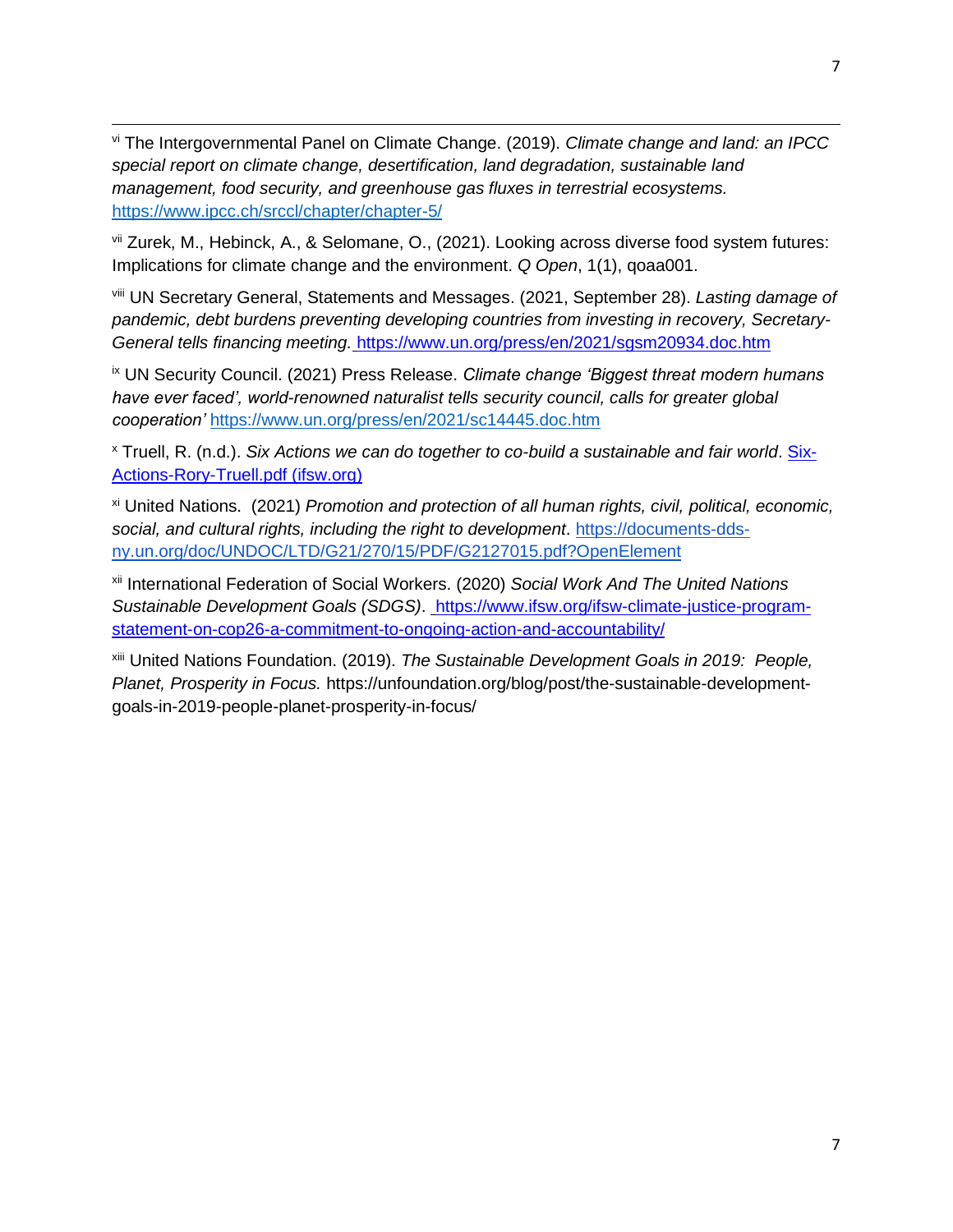[vi] The Intergovernmental Panel on Climate Change. (2019). *Climate change and land: an IPCC special report on climate change, desertification, land degradation, sustainable land management, food security, and greenhouse gas fluxes in terrestrial ecosystems.* https://www.ipcc.ch/srccl/chapter/chapter-5/

[vii] Zurek, M., Hebinck, A., & Selomane, O., (2021). Looking across diverse food system futures: Implications for climate change and the environment. *Q Open*, 1(1), qoaa001.

[viii] UN Secretary General, Statements and Messages. (2021, September 28). *Lasting damage of pandemic, debt burdens preventing developing countries from investing in recovery, Secretary-General tells financing meeting.* https://www.un.org/press/en/2021/sgsm20934.doc.htm

[ix] UN Security Council. (2021) Press Release. *Climate change 'Biggest threat modern humans have ever faced', world-renowned naturalist tells security council, calls for greater global cooperation'* https://www.un.org/press/en/2021/sc14445.doc.htm

[x] Truell, R. (n.d.). *Six Actions we can do together to co-build a sustainable and fair world*. Six-Actions-Rory-Truell.pdf (ifsw.org)

[xi] United Nations. (2021) *Promotion and protection of all human rights, civil, political, economic, social, and cultural rights, including the right to development*. https://documents-dds-ny.un.org/doc/UNDOC/LTD/G21/270/15/PDF/G2127015.pdf?OpenElement

[xii] International Federation of Social Workers. (2020) *Social Work And The United Nations Sustainable Development Goals (SDGS)*. https://www.ifsw.org/ifsw-climate-justice-program-statement-on-cop26-a-commitment-to-ongoing-action-and-accountability/

[xiii] United Nations Foundation. (2019). *The Sustainable Development Goals in 2019: People, Planet, Prosperity in Focus.* https://unfoundation.org/blog/post/the-sustainable-development-goals-in-2019-people-planet-prosperity-in-focus/